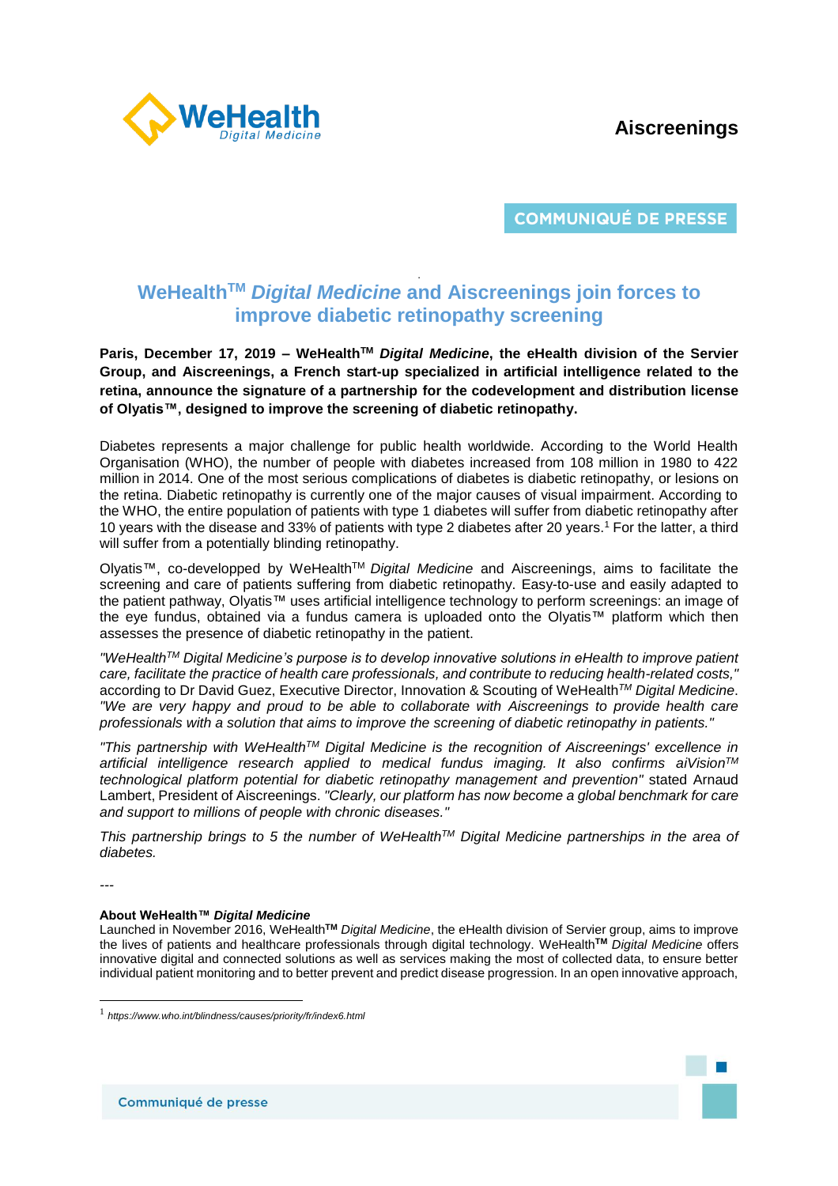**Aiscreenings**

**COMMUNIQUÉ DE PRESSE**

# WeHealth™ *Digital Medicine* and Aiscreenings join forces to improve diabetic retinopathy screening

**Paris, December 17, 2019 – WeHealth™ *Digital Medicine*, the eHealth division of the Servier Group, and Aiscreenings, a French start-up specialized in artificial intelligence related to the retina, announce the signature of a partnership for the codevelopment and distribution license of Olyatis™, designed to improve the screening of diabetic retinopathy.**

Diabetes represents a major challenge for public health worldwide. According to the World Health Organisation (WHO), the number of people with diabetes increased from 108 million in 1980 to 422 million in 2014. One of the most serious complications of diabetes is diabetic retinopathy, or lesions on the retina. Diabetic retinopathy is currently one of the major causes of visual impairment. According to the WHO, the entire population of patients with type 1 diabetes will suffer from diabetic retinopathy after 10 years with the disease and 33% of patients with type 2 diabetes after 20 years.[1] For the latter, a third will suffer from a potentially blinding retinopathy.

Olyatis™, co-developped by WeHealth™ *Digital Medicine* and Aiscreenings, aims to facilitate the screening and care of patients suffering from diabetic retinopathy. Easy-to-use and easily adapted to the patient pathway, Olyatis™ uses artificial intelligence technology to perform screenings: an image of the eye fundus, obtained via a fundus camera is uploaded onto the Olyatis™ platform which then assesses the presence of diabetic retinopathy in the patient.

*"WeHealth™ Digital Medicine's purpose is to develop innovative solutions in eHealth to improve patient care, facilitate the practice of health care professionals, and contribute to reducing health-related costs,"* according to Dr David Guez, Executive Director, Innovation & Scouting of WeHealth™ *Digital Medicine*. *"We are very happy and proud to be able to collaborate with Aiscreenings to provide health care professionals with a solution that aims to improve the screening of diabetic retinopathy in patients."*

*"This partnership with WeHealth™ Digital Medicine is the recognition of Aiscreenings' excellence in artificial intelligence research applied to medical fundus imaging. It also confirms aiVision™ technological platform potential for diabetic retinopathy management and prevention"* stated Arnaud Lambert, President of Aiscreenings. *"Clearly, our platform has now become a global benchmark for care and support to millions of people with chronic diseases."*

*This partnership brings to 5 the number of WeHealth™ Digital Medicine partnerships in the area of diabetes.*

---

**About WeHealth™ *Digital Medicine***
Launched in November 2016, WeHealth™ *Digital Medicine*, the eHealth division of Servier group, aims to improve the lives of patients and healthcare professionals through digital technology. WeHealth™ *Digital Medicine* offers innovative digital and connected solutions as well as services making the most of collected data, to ensure better individual patient monitoring and to better prevent and predict disease progression. In an open innovative approach,

[1] *https://www.who.int/blindness/causes/priority/fr/index6.html*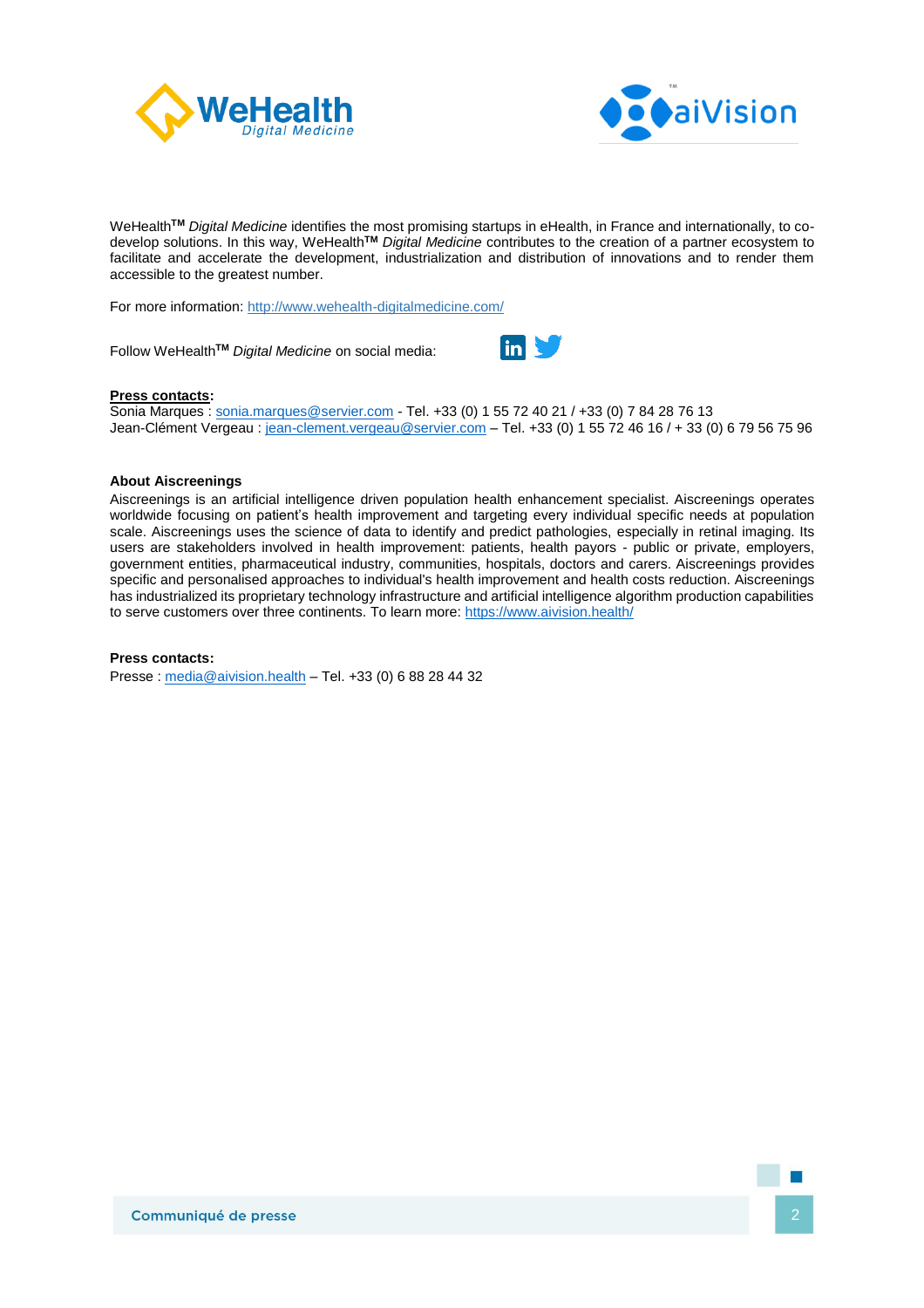WeHealth™ *Digital Medicine* identifies the most promising startups in eHealth, in France and internationally, to co-develop solutions. In this way, WeHealth™ *Digital Medicine* contributes to the creation of a partner ecosystem to facilitate and accelerate the development, industrialization and distribution of innovations and to render them accessible to the greatest number.

For more information: http://www.wehealth-digitalmedicine.com/

Follow WeHealth™ *Digital Medicine* on social media:

**Press contacts:**
Sonia Marques : sonia.marques@servier.com - Tel. +33 (0) 1 55 72 40 21 / +33 (0) 7 84 28 76 13
Jean-Clément Vergeau : jean-clement.vergeau@servier.com – Tel. +33 (0) 1 55 72 46 16 / + 33 (0) 6 79 56 75 96

**About Aiscreenings**

Aiscreenings is an artificial intelligence driven population health enhancement specialist. Aiscreenings operates worldwide focusing on patient's health improvement and targeting every individual specific needs at population scale. Aiscreenings uses the science of data to identify and predict pathologies, especially in retinal imaging. Its users are stakeholders involved in health improvement: patients, health payors - public or private, employers, government entities, pharmaceutical industry, communities, hospitals, doctors and carers. Aiscreenings provides specific and personalised approaches to individual's health improvement and health costs reduction. Aiscreenings has industrialized its proprietary technology infrastructure and artificial intelligence algorithm production capabilities to serve customers over three continents. To learn more: https://www.aivision.health/

**Press contacts:**
Presse : media@aivision.health – Tel. +33 (0) 6 88 28 44 32